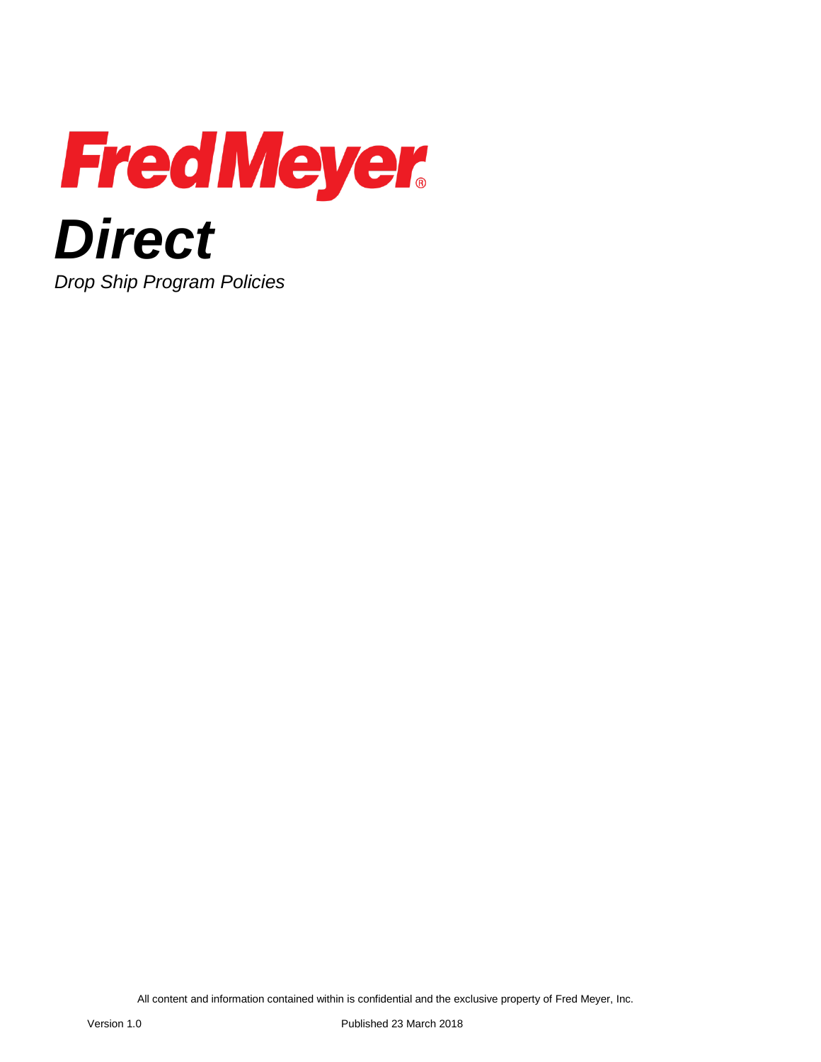# FredMeyer®

# *Direct*

*Drop Ship Program Policies*

All content and information contained within is confidential and the exclusive property of Fred Meyer, Inc.

Version 1.0

Published 23 March 2018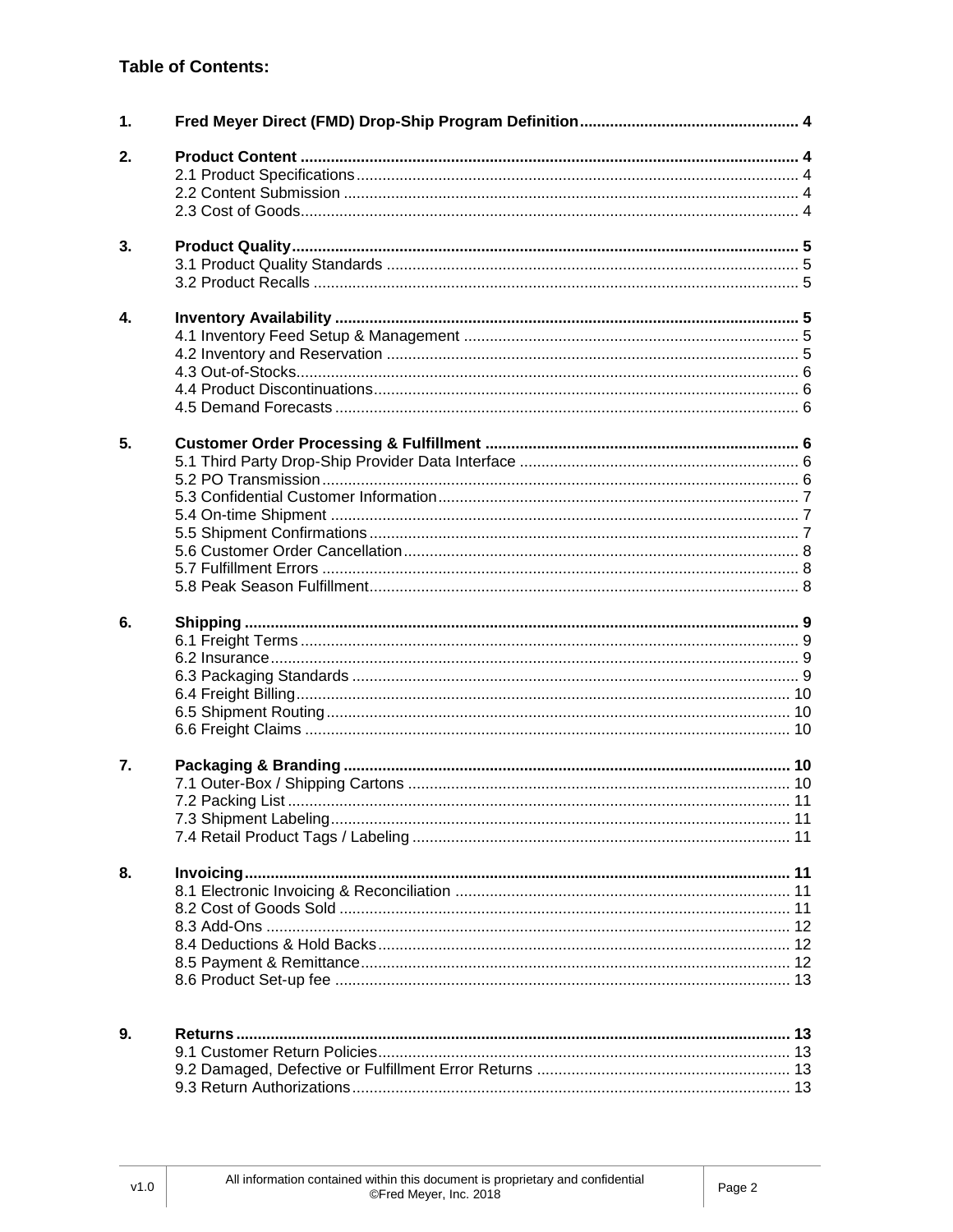## Table of Contents:

| | | |
|---|---|---|
| **1.** | **Fred Meyer Direct (FMD) Drop-Ship Program Definition** | **4** |
| **2.** | **Product Content** | **4** |
| | 2.1 Product Specifications | 4 |
| | 2.2 Content Submission | 4 |
| | 2.3 Cost of Goods | 4 |
| **3.** | **Product Quality** | **5** |
| | 3.1 Product Quality Standards | 5 |
| | 3.2 Product Recalls | 5 |
| **4.** | **Inventory Availability** | **5** |
| | 4.1 Inventory Feed Setup & Management | 5 |
| | 4.2 Inventory and Reservation | 5 |
| | 4.3 Out-of-Stocks | 6 |
| | 4.4 Product Discontinuations | 6 |
| | 4.5 Demand Forecasts | 6 |
| **5.** | **Customer Order Processing & Fulfillment** | **6** |
| | 5.1 Third Party Drop-Ship Provider Data Interface | 6 |
| | 5.2 PO Transmission | 6 |
| | 5.3 Confidential Customer Information | 7 |
| | 5.4 On-time Shipment | 7 |
| | 5.5 Shipment Confirmations | 7 |
| | 5.6 Customer Order Cancellation | 8 |
| | 5.7 Fulfillment Errors | 8 |
| | 5.8 Peak Season Fulfillment | 8 |
| **6.** | **Shipping** | **9** |
| | 6.1 Freight Terms | 9 |
| | 6.2 Insurance | 9 |
| | 6.3 Packaging Standards | 9 |
| | 6.4 Freight Billing | 10 |
| | 6.5 Shipment Routing | 10 |
| | 6.6 Freight Claims | 10 |
| **7.** | **Packaging & Branding** | **10** |
| | 7.1 Outer-Box / Shipping Cartons | 10 |
| | 7.2 Packing List | 11 |
| | 7.3 Shipment Labeling | 11 |
| | 7.4 Retail Product Tags / Labeling | 11 |
| **8.** | **Invoicing** | **11** |
| | 8.1 Electronic Invoicing & Reconciliation | 11 |
| | 8.2 Cost of Goods Sold | 11 |
| | 8.3 Add-Ons | 12 |
| | 8.4 Deductions & Hold Backs | 12 |
| | 8.5 Payment & Remittance | 12 |
| | 8.6 Product Set-up fee | 13 |
| **9.** | **Returns** | **13** |
| | 9.1 Customer Return Policies | 13 |
| | 9.2 Damaged, Defective or Fulfillment Error Returns | 13 |
| | 9.3 Return Authorizations | 13 |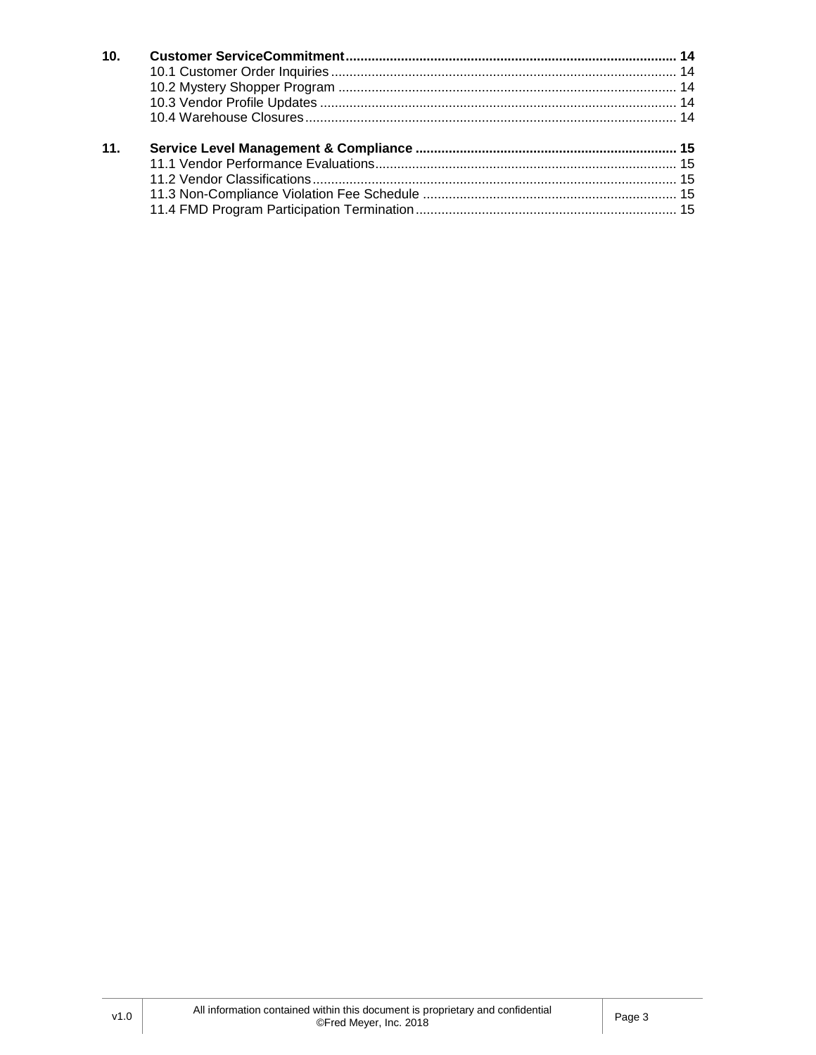**10. Customer ServiceCommitment ........................................................................................ 14**

10.1 Customer Order Inquiries ............................................................................................ 14

10.2 Mystery Shopper Program .......................................................................................... 14

10.3 Vendor Profile Updates ............................................................................................... 14

10.4 Warehouse Closures ................................................................................................... 14

**11. Service Level Management & Compliance ..................................................................... 15**

11.1 Vendor Performance Evaluations ................................................................................ 15

11.2 Vendor Classifications ................................................................................................. 15

11.3 Non-Compliance Violation Fee Schedule .................................................................... 15

11.4 FMD Program Participation Termination ...................................................................... 15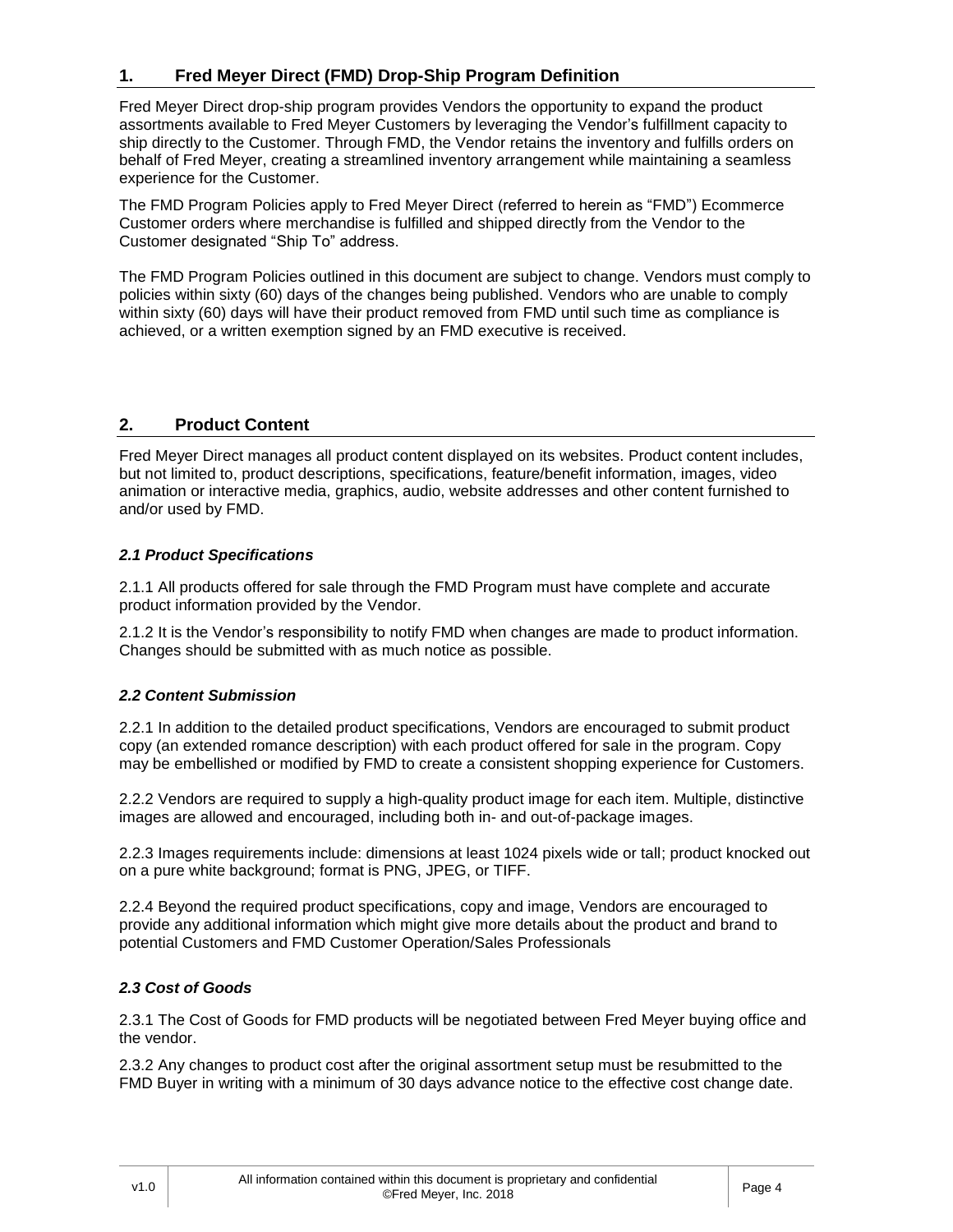## 1. Fred Meyer Direct (FMD) Drop-Ship Program Definition

Fred Meyer Direct drop-ship program provides Vendors the opportunity to expand the product assortments available to Fred Meyer Customers by leveraging the Vendor's fulfillment capacity to ship directly to the Customer. Through FMD, the Vendor retains the inventory and fulfills orders on behalf of Fred Meyer, creating a streamlined inventory arrangement while maintaining a seamless experience for the Customer.

The FMD Program Policies apply to Fred Meyer Direct (referred to herein as "FMD") Ecommerce Customer orders where merchandise is fulfilled and shipped directly from the Vendor to the Customer designated "Ship To" address.

The FMD Program Policies outlined in this document are subject to change. Vendors must comply to policies within sixty (60) days of the changes being published. Vendors who are unable to comply within sixty (60) days will have their product removed from FMD until such time as compliance is achieved, or a written exemption signed by an FMD executive is received.

## 2. Product Content

Fred Meyer Direct manages all product content displayed on its websites. Product content includes, but not limited to, product descriptions, specifications, feature/benefit information, images, video animation or interactive media, graphics, audio, website addresses and other content furnished to and/or used by FMD.

### *2.1 Product Specifications*

2.1.1 All products offered for sale through the FMD Program must have complete and accurate product information provided by the Vendor.

2.1.2 It is the Vendor's responsibility to notify FMD when changes are made to product information. Changes should be submitted with as much notice as possible.

### *2.2 Content Submission*

2.2.1 In addition to the detailed product specifications, Vendors are encouraged to submit product copy (an extended romance description) with each product offered for sale in the program. Copy may be embellished or modified by FMD to create a consistent shopping experience for Customers.

2.2.2 Vendors are required to supply a high-quality product image for each item. Multiple, distinctive images are allowed and encouraged, including both in- and out-of-package images.

2.2.3 Images requirements include: dimensions at least 1024 pixels wide or tall; product knocked out on a pure white background; format is PNG, JPEG, or TIFF.

2.2.4 Beyond the required product specifications, copy and image, Vendors are encouraged to provide any additional information which might give more details about the product and brand to potential Customers and FMD Customer Operation/Sales Professionals

### *2.3 Cost of Goods*

2.3.1 The Cost of Goods for FMD products will be negotiated between Fred Meyer buying office and the vendor.

2.3.2 Any changes to product cost after the original assortment setup must be resubmitted to the FMD Buyer in writing with a minimum of 30 days advance notice to the effective cost change date.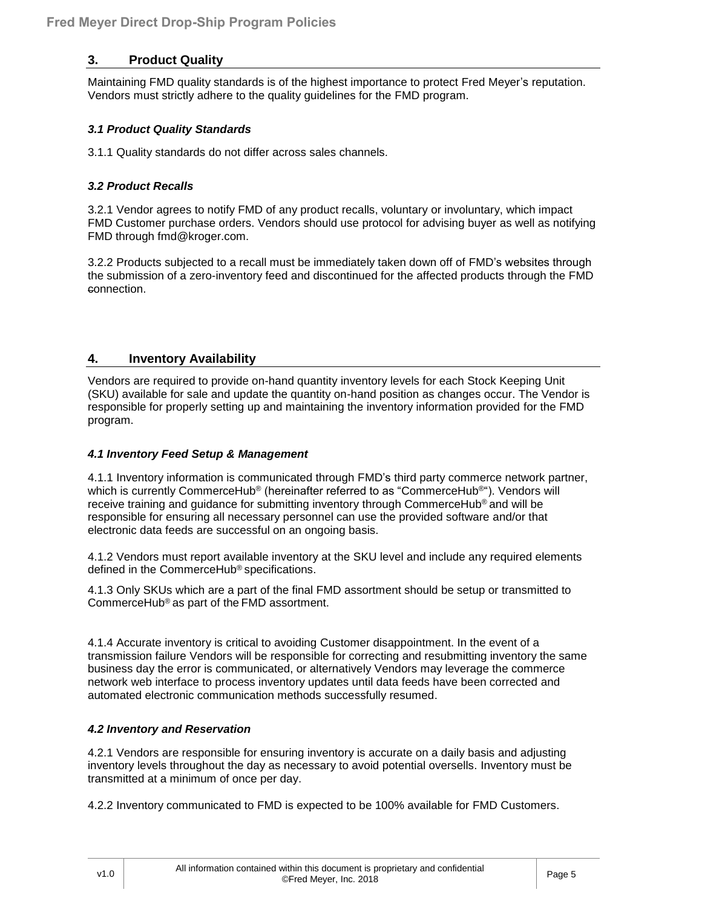## 3. Product Quality

Maintaining FMD quality standards is of the highest importance to protect Fred Meyer's reputation. Vendors must strictly adhere to the quality guidelines for the FMD program.

### *3.1 Product Quality Standards*

3.1.1 Quality standards do not differ across sales channels.

### *3.2 Product Recalls*

3.2.1 Vendor agrees to notify FMD of any product recalls, voluntary or involuntary, which impact FMD Customer purchase orders. Vendors should use protocol for advising buyer as well as notifying FMD through fmd@kroger.com.

3.2.2 Products subjected to a recall must be immediately taken down off of FMD's websites through the submission of a zero-inventory feed and discontinued for the affected products through the FMD connection.

## 4. Inventory Availability

Vendors are required to provide on-hand quantity inventory levels for each Stock Keeping Unit (SKU) available for sale and update the quantity on-hand position as changes occur. The Vendor is responsible for properly setting up and maintaining the inventory information provided for the FMD program.

### *4.1 Inventory Feed Setup & Management*

4.1.1 Inventory information is communicated through FMD's third party commerce network partner, which is currently CommerceHub® (hereinafter referred to as "CommerceHub®"). Vendors will receive training and guidance for submitting inventory through CommerceHub® and will be responsible for ensuring all necessary personnel can use the provided software and/or that electronic data feeds are successful on an ongoing basis.

4.1.2 Vendors must report available inventory at the SKU level and include any required elements defined in the CommerceHub® specifications.

4.1.3 Only SKUs which are a part of the final FMD assortment should be setup or transmitted to CommerceHub® as part of the FMD assortment.

4.1.4 Accurate inventory is critical to avoiding Customer disappointment. In the event of a transmission failure Vendors will be responsible for correcting and resubmitting inventory the same business day the error is communicated, or alternatively Vendors may leverage the commerce network web interface to process inventory updates until data feeds have been corrected and automated electronic communication methods successfully resumed.

### *4.2 Inventory and Reservation*

4.2.1 Vendors are responsible for ensuring inventory is accurate on a daily basis and adjusting inventory levels throughout the day as necessary to avoid potential oversells. Inventory must be transmitted at a minimum of once per day.

4.2.2 Inventory communicated to FMD is expected to be 100% available for FMD Customers.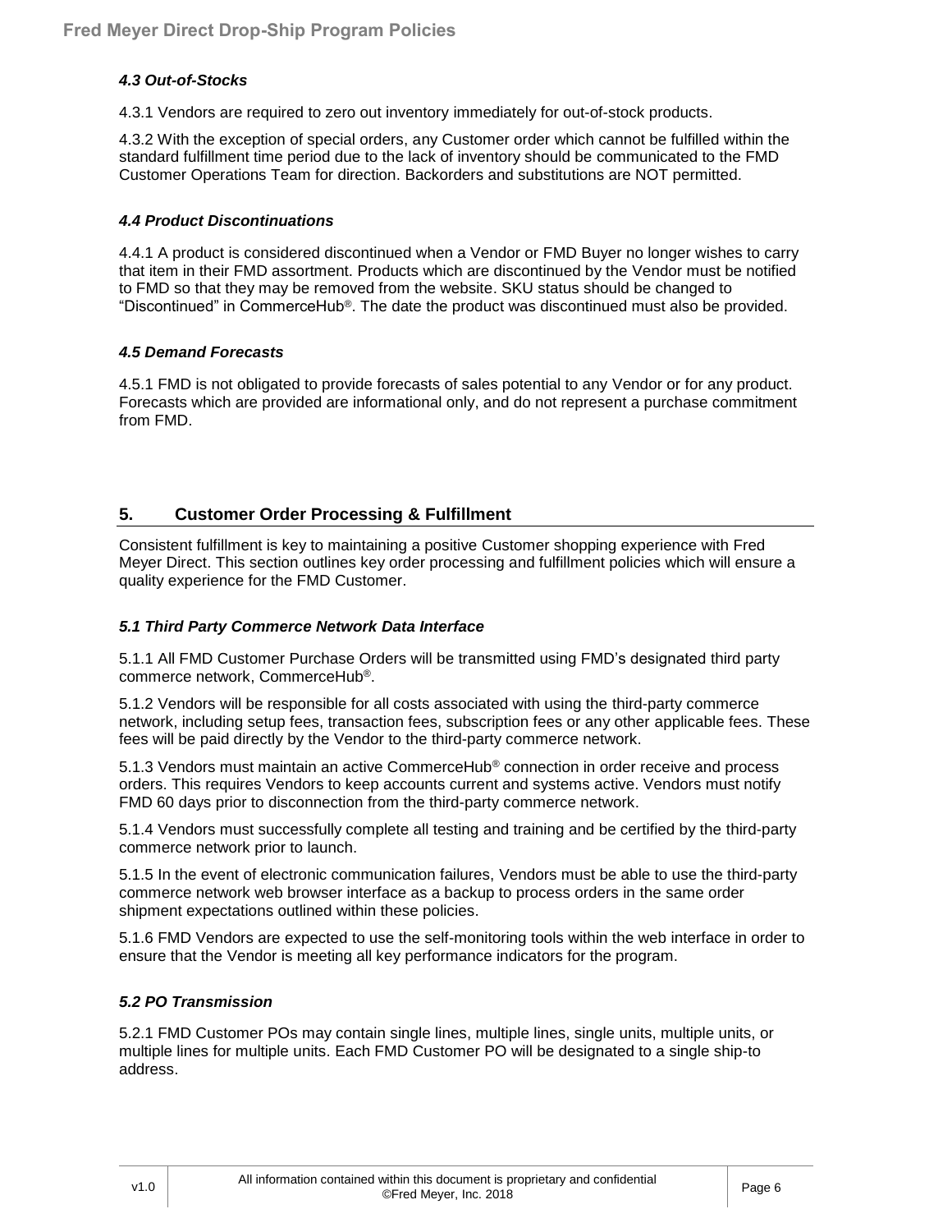### *4.3 Out-of-Stocks*

4.3.1 Vendors are required to zero out inventory immediately for out-of-stock products.

4.3.2 With the exception of special orders, any Customer order which cannot be fulfilled within the standard fulfillment time period due to the lack of inventory should be communicated to the FMD Customer Operations Team for direction. Backorders and substitutions are NOT permitted.

### *4.4 Product Discontinuations*

4.4.1 A product is considered discontinued when a Vendor or FMD Buyer no longer wishes to carry that item in their FMD assortment. Products which are discontinued by the Vendor must be notified to FMD so that they may be removed from the website. SKU status should be changed to "Discontinued" in CommerceHub®. The date the product was discontinued must also be provided.

### *4.5 Demand Forecasts*

4.5.1 FMD is not obligated to provide forecasts of sales potential to any Vendor or for any product. Forecasts which are provided are informational only, and do not represent a purchase commitment from FMD.

## 5. Customer Order Processing & Fulfillment

Consistent fulfillment is key to maintaining a positive Customer shopping experience with Fred Meyer Direct. This section outlines key order processing and fulfillment policies which will ensure a quality experience for the FMD Customer.

### *5.1 Third Party Commerce Network Data Interface*

5.1.1 All FMD Customer Purchase Orders will be transmitted using FMD's designated third party commerce network, CommerceHub®.

5.1.2 Vendors will be responsible for all costs associated with using the third-party commerce network, including setup fees, transaction fees, subscription fees or any other applicable fees. These fees will be paid directly by the Vendor to the third-party commerce network.

5.1.3 Vendors must maintain an active CommerceHub® connection in order receive and process orders. This requires Vendors to keep accounts current and systems active. Vendors must notify FMD 60 days prior to disconnection from the third-party commerce network.

5.1.4 Vendors must successfully complete all testing and training and be certified by the third-party commerce network prior to launch.

5.1.5 In the event of electronic communication failures, Vendors must be able to use the third-party commerce network web browser interface as a backup to process orders in the same order shipment expectations outlined within these policies.

5.1.6 FMD Vendors are expected to use the self-monitoring tools within the web interface in order to ensure that the Vendor is meeting all key performance indicators for the program.

### *5.2 PO Transmission*

5.2.1 FMD Customer POs may contain single lines, multiple lines, single units, multiple units, or multiple lines for multiple units. Each FMD Customer PO will be designated to a single ship-to address.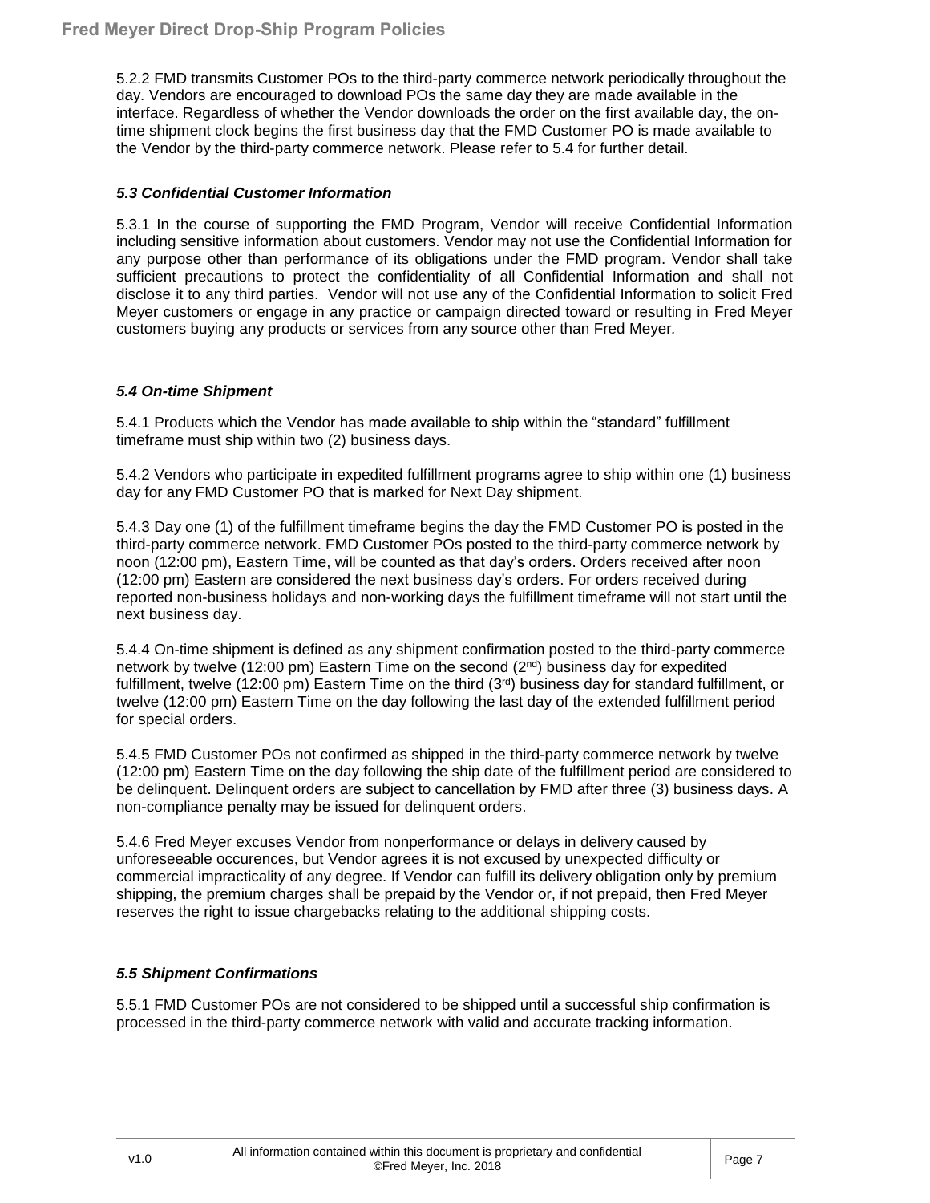5.2.2 FMD transmits Customer POs to the third-party commerce network periodically throughout the day. Vendors are encouraged to download POs the same day they are made available in the interface. Regardless of whether the Vendor downloads the order on the first available day, the on-time shipment clock begins the first business day that the FMD Customer PO is made available to the Vendor by the third-party commerce network. Please refer to 5.4 for further detail.

### *5.3 Confidential Customer Information*

5.3.1 In the course of supporting the FMD Program, Vendor will receive Confidential Information including sensitive information about customers. Vendor may not use the Confidential Information for any purpose other than performance of its obligations under the FMD program. Vendor shall take sufficient precautions to protect the confidentiality of all Confidential Information and shall not disclose it to any third parties. Vendor will not use any of the Confidential Information to solicit Fred Meyer customers or engage in any practice or campaign directed toward or resulting in Fred Meyer customers buying any products or services from any source other than Fred Meyer.

### *5.4 On-time Shipment*

5.4.1 Products which the Vendor has made available to ship within the "standard" fulfillment timeframe must ship within two (2) business days.

5.4.2 Vendors who participate in expedited fulfillment programs agree to ship within one (1) business day for any FMD Customer PO that is marked for Next Day shipment.

5.4.3 Day one (1) of the fulfillment timeframe begins the day the FMD Customer PO is posted in the third-party commerce network. FMD Customer POs posted to the third-party commerce network by noon (12:00 pm), Eastern Time, will be counted as that day's orders. Orders received after noon (12:00 pm) Eastern are considered the next business day's orders. For orders received during reported non-business holidays and non-working days the fulfillment timeframe will not start until the next business day.

5.4.4 On-time shipment is defined as any shipment confirmation posted to the third-party commerce network by twelve (12:00 pm) Eastern Time on the second (2nd) business day for expedited fulfillment, twelve (12:00 pm) Eastern Time on the third (3rd) business day for standard fulfillment, or twelve (12:00 pm) Eastern Time on the day following the last day of the extended fulfillment period for special orders.

5.4.5 FMD Customer POs not confirmed as shipped in the third-party commerce network by twelve (12:00 pm) Eastern Time on the day following the ship date of the fulfillment period are considered to be delinquent. Delinquent orders are subject to cancellation by FMD after three (3) business days. A non-compliance penalty may be issued for delinquent orders.

5.4.6 Fred Meyer excuses Vendor from nonperformance or delays in delivery caused by unforeseeable occurences, but Vendor agrees it is not excused by unexpected difficulty or commercial impracticality of any degree. If Vendor can fulfill its delivery obligation only by premium shipping, the premium charges shall be prepaid by the Vendor or, if not prepaid, then Fred Meyer reserves the right to issue chargebacks relating to the additional shipping costs.

### *5.5 Shipment Confirmations*

5.5.1 FMD Customer POs are not considered to be shipped until a successful ship confirmation is processed in the third-party commerce network with valid and accurate tracking information.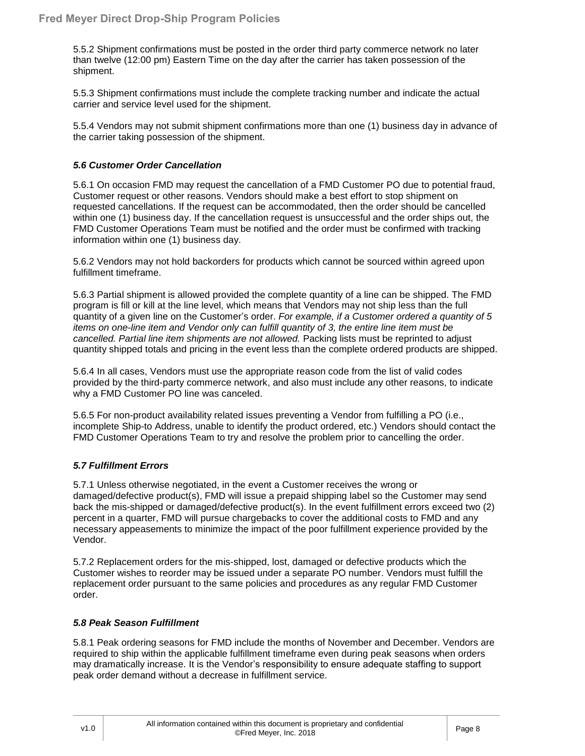5.5.2 Shipment confirmations must be posted in the order third party commerce network no later than twelve (12:00 pm) Eastern Time on the day after the carrier has taken possession of the shipment.

5.5.3 Shipment confirmations must include the complete tracking number and indicate the actual carrier and service level used for the shipment.

5.5.4 Vendors may not submit shipment confirmations more than one (1) business day in advance of the carrier taking possession of the shipment.

### *5.6 Customer Order Cancellation*

5.6.1 On occasion FMD may request the cancellation of a FMD Customer PO due to potential fraud, Customer request or other reasons. Vendors should make a best effort to stop shipment on requested cancellations. If the request can be accommodated, then the order should be cancelled within one (1) business day. If the cancellation request is unsuccessful and the order ships out, the FMD Customer Operations Team must be notified and the order must be confirmed with tracking information within one (1) business day.

5.6.2 Vendors may not hold backorders for products which cannot be sourced within agreed upon fulfillment timeframe.

5.6.3 Partial shipment is allowed provided the complete quantity of a line can be shipped. The FMD program is fill or kill at the line level, which means that Vendors may not ship less than the full quantity of a given line on the Customer's order. *For example, if a Customer ordered a quantity of 5 items on one-line item and Vendor only can fulfill quantity of 3, the entire line item must be cancelled. Partial line item shipments are not allowed.* Packing lists must be reprinted to adjust quantity shipped totals and pricing in the event less than the complete ordered products are shipped.

5.6.4 In all cases, Vendors must use the appropriate reason code from the list of valid codes provided by the third-party commerce network, and also must include any other reasons, to indicate why a FMD Customer PO line was canceled.

5.6.5 For non-product availability related issues preventing a Vendor from fulfilling a PO (i.e., incomplete Ship-to Address, unable to identify the product ordered, etc.) Vendors should contact the FMD Customer Operations Team to try and resolve the problem prior to cancelling the order.

### *5.7 Fulfillment Errors*

5.7.1 Unless otherwise negotiated, in the event a Customer receives the wrong or damaged/defective product(s), FMD will issue a prepaid shipping label so the Customer may send back the mis-shipped or damaged/defective product(s). In the event fulfillment errors exceed two (2) percent in a quarter, FMD will pursue chargebacks to cover the additional costs to FMD and any necessary appeasements to minimize the impact of the poor fulfillment experience provided by the Vendor.

5.7.2 Replacement orders for the mis-shipped, lost, damaged or defective products which the Customer wishes to reorder may be issued under a separate PO number. Vendors must fulfill the replacement order pursuant to the same policies and procedures as any regular FMD Customer order.

### *5.8 Peak Season Fulfillment*

5.8.1 Peak ordering seasons for FMD include the months of November and December. Vendors are required to ship within the applicable fulfillment timeframe even during peak seasons when orders may dramatically increase. It is the Vendor's responsibility to ensure adequate staffing to support peak order demand without a decrease in fulfillment service.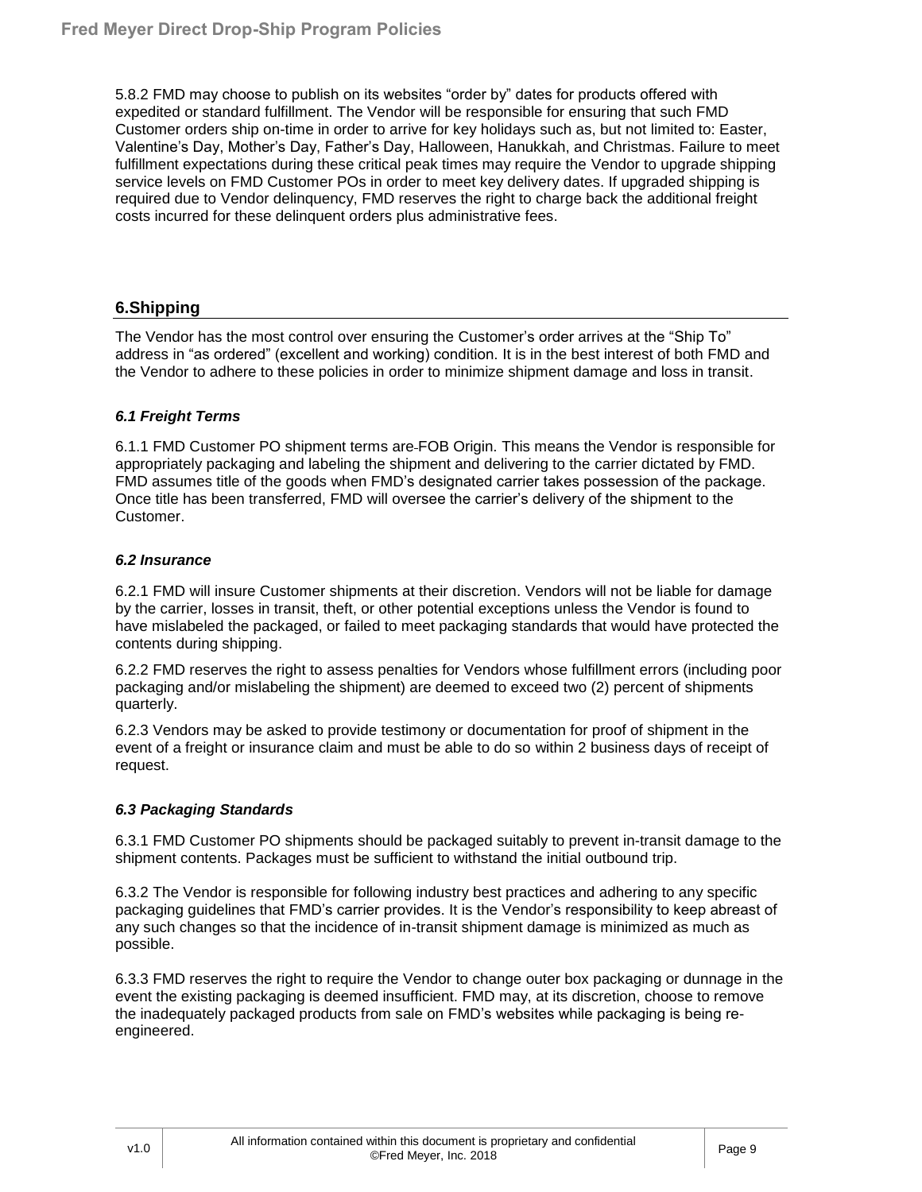5.8.2 FMD may choose to publish on its websites "order by" dates for products offered with expedited or standard fulfillment. The Vendor will be responsible for ensuring that such FMD Customer orders ship on-time in order to arrive for key holidays such as, but not limited to: Easter, Valentine's Day, Mother's Day, Father's Day, Halloween, Hanukkah, and Christmas. Failure to meet fulfillment expectations during these critical peak times may require the Vendor to upgrade shipping service levels on FMD Customer POs in order to meet key delivery dates. If upgraded shipping is required due to Vendor delinquency, FMD reserves the right to charge back the additional freight costs incurred for these delinquent orders plus administrative fees.

## 6.Shipping

The Vendor has the most control over ensuring the Customer's order arrives at the "Ship To" address in "as ordered" (excellent and working) condition. It is in the best interest of both FMD and the Vendor to adhere to these policies in order to minimize shipment damage and loss in transit.

### *6.1 Freight Terms*

6.1.1 FMD Customer PO shipment terms are FOB Origin. This means the Vendor is responsible for appropriately packaging and labeling the shipment and delivering to the carrier dictated by FMD. FMD assumes title of the goods when FMD's designated carrier takes possession of the package. Once title has been transferred, FMD will oversee the carrier's delivery of the shipment to the Customer.

### *6.2 Insurance*

6.2.1 FMD will insure Customer shipments at their discretion. Vendors will not be liable for damage by the carrier, losses in transit, theft, or other potential exceptions unless the Vendor is found to have mislabeled the packaged, or failed to meet packaging standards that would have protected the contents during shipping.

6.2.2 FMD reserves the right to assess penalties for Vendors whose fulfillment errors (including poor packaging and/or mislabeling the shipment) are deemed to exceed two (2) percent of shipments quarterly.

6.2.3 Vendors may be asked to provide testimony or documentation for proof of shipment in the event of a freight or insurance claim and must be able to do so within 2 business days of receipt of request.

### *6.3 Packaging Standards*

6.3.1 FMD Customer PO shipments should be packaged suitably to prevent in-transit damage to the shipment contents. Packages must be sufficient to withstand the initial outbound trip.

6.3.2 The Vendor is responsible for following industry best practices and adhering to any specific packaging guidelines that FMD's carrier provides. It is the Vendor's responsibility to keep abreast of any such changes so that the incidence of in-transit shipment damage is minimized as much as possible.

6.3.3 FMD reserves the right to require the Vendor to change outer box packaging or dunnage in the event the existing packaging is deemed insufficient. FMD may, at its discretion, choose to remove the inadequately packaged products from sale on FMD's websites while packaging is being re-engineered.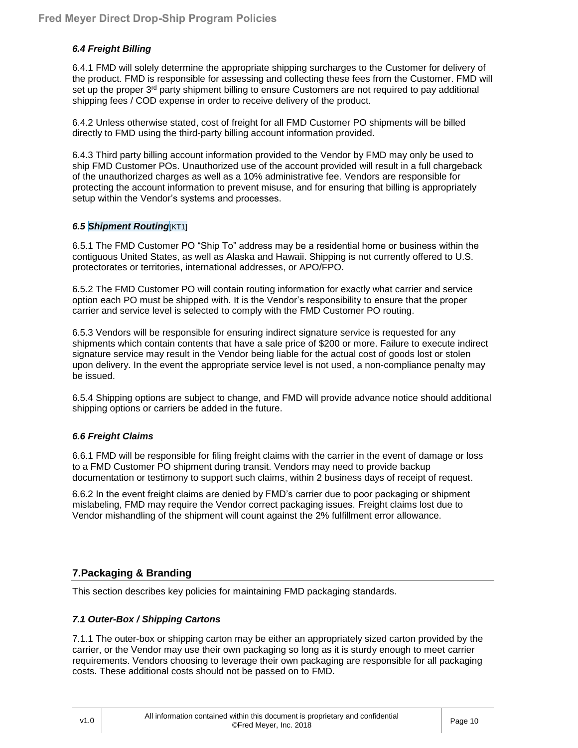### *6.4 Freight Billing*

6.4.1 FMD will solely determine the appropriate shipping surcharges to the Customer for delivery of the product. FMD is responsible for assessing and collecting these fees from the Customer. FMD will set up the proper 3rd party shipment billing to ensure Customers are not required to pay additional shipping fees / COD expense in order to receive delivery of the product.

6.4.2 Unless otherwise stated, cost of freight for all FMD Customer PO shipments will be billed directly to FMD using the third-party billing account information provided.

6.4.3 Third party billing account information provided to the Vendor by FMD may only be used to ship FMD Customer POs. Unauthorized use of the account provided will result in a full chargeback of the unauthorized charges as well as a 10% administrative fee. Vendors are responsible for protecting the account information to prevent misuse, and for ensuring that billing is appropriately setup within the Vendor's systems and processes.

### *6.5 Shipment Routing*[KT1]

6.5.1 The FMD Customer PO "Ship To" address may be a residential home or business within the contiguous United States, as well as Alaska and Hawaii. Shipping is not currently offered to U.S. protectorates or territories, international addresses, or APO/FPO.

6.5.2 The FMD Customer PO will contain routing information for exactly what carrier and service option each PO must be shipped with. It is the Vendor's responsibility to ensure that the proper carrier and service level is selected to comply with the FMD Customer PO routing.

6.5.3 Vendors will be responsible for ensuring indirect signature service is requested for any shipments which contain contents that have a sale price of $200 or more. Failure to execute indirect signature service may result in the Vendor being liable for the actual cost of goods lost or stolen upon delivery. In the event the appropriate service level is not used, a non-compliance penalty may be issued.

6.5.4 Shipping options are subject to change, and FMD will provide advance notice should additional shipping options or carriers be added in the future.

### *6.6 Freight Claims*

6.6.1 FMD will be responsible for filing freight claims with the carrier in the event of damage or loss to a FMD Customer PO shipment during transit. Vendors may need to provide backup documentation or testimony to support such claims, within 2 business days of receipt of request.

6.6.2 In the event freight claims are denied by FMD's carrier due to poor packaging or shipment mislabeling, FMD may require the Vendor correct packaging issues. Freight claims lost due to Vendor mishandling of the shipment will count against the 2% fulfillment error allowance.

## 7.Packaging & Branding

This section describes key policies for maintaining FMD packaging standards.

### *7.1 Outer-Box / Shipping Cartons*

7.1.1 The outer-box or shipping carton may be either an appropriately sized carton provided by the carrier, or the Vendor may use their own packaging so long as it is sturdy enough to meet carrier requirements. Vendors choosing to leverage their own packaging are responsible for all packaging costs. These additional costs should not be passed on to FMD.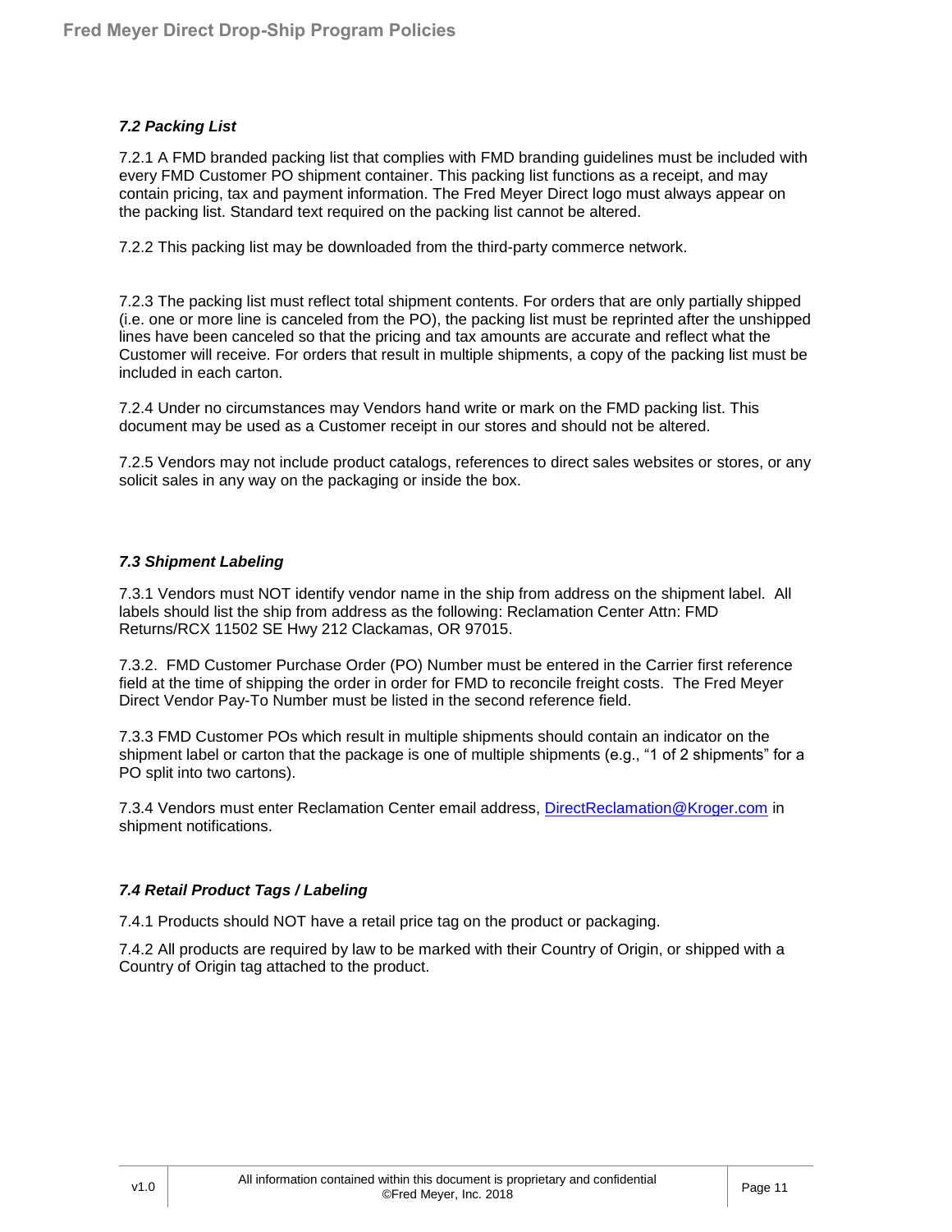### *7.2 Packing List*

7.2.1 A FMD branded packing list that complies with FMD branding guidelines must be included with every FMD Customer PO shipment container. This packing list functions as a receipt, and may contain pricing, tax and payment information. The Fred Meyer Direct logo must always appear on the packing list. Standard text required on the packing list cannot be altered.

7.2.2 This packing list may be downloaded from the third-party commerce network.

7.2.3 The packing list must reflect total shipment contents. For orders that are only partially shipped (i.e. one or more line is canceled from the PO), the packing list must be reprinted after the unshipped lines have been canceled so that the pricing and tax amounts are accurate and reflect what the Customer will receive. For orders that result in multiple shipments, a copy of the packing list must be included in each carton.

7.2.4 Under no circumstances may Vendors hand write or mark on the FMD packing list. This document may be used as a Customer receipt in our stores and should not be altered.

7.2.5 Vendors may not include product catalogs, references to direct sales websites or stores, or any solicit sales in any way on the packaging or inside the box.

### *7.3 Shipment Labeling*

7.3.1 Vendors must NOT identify vendor name in the ship from address on the shipment label. All labels should list the ship from address as the following: Reclamation Center Attn: FMD Returns/RCX 11502 SE Hwy 212 Clackamas, OR 97015.

7.3.2. FMD Customer Purchase Order (PO) Number must be entered in the Carrier first reference field at the time of shipping the order in order for FMD to reconcile freight costs. The Fred Meyer Direct Vendor Pay-To Number must be listed in the second reference field.

7.3.3 FMD Customer POs which result in multiple shipments should contain an indicator on the shipment label or carton that the package is one of multiple shipments (e.g., “1 of 2 shipments” for a PO split into two cartons).

7.3.4 Vendors must enter Reclamation Center email address, DirectReclamation@Kroger.com in shipment notifications.

### *7.4 Retail Product Tags / Labeling*

7.4.1 Products should NOT have a retail price tag on the product or packaging.

7.4.2 All products are required by law to be marked with their Country of Origin, or shipped with a Country of Origin tag attached to the product.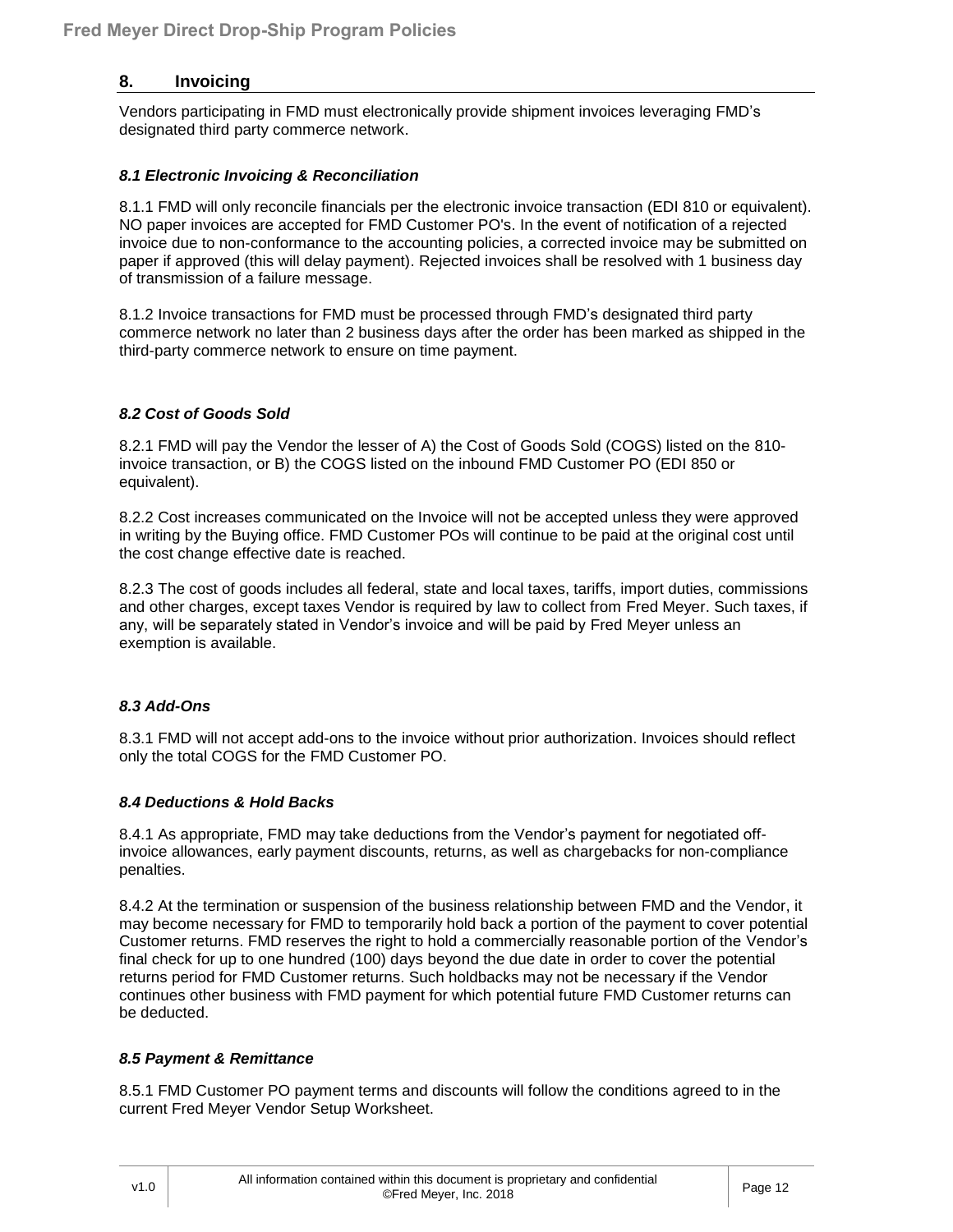## 8. Invoicing

Vendors participating in FMD must electronically provide shipment invoices leveraging FMD's designated third party commerce network.

### *8.1 Electronic Invoicing & Reconciliation*

8.1.1 FMD will only reconcile financials per the electronic invoice transaction (EDI 810 or equivalent). NO paper invoices are accepted for FMD Customer PO's. In the event of notification of a rejected invoice due to non-conformance to the accounting policies, a corrected invoice may be submitted on paper if approved (this will delay payment). Rejected invoices shall be resolved with 1 business day of transmission of a failure message.

8.1.2 Invoice transactions for FMD must be processed through FMD's designated third party commerce network no later than 2 business days after the order has been marked as shipped in the third-party commerce network to ensure on time payment.

### *8.2 Cost of Goods Sold*

8.2.1 FMD will pay the Vendor the lesser of A) the Cost of Goods Sold (COGS) listed on the 810-invoice transaction, or B) the COGS listed on the inbound FMD Customer PO (EDI 850 or equivalent).

8.2.2 Cost increases communicated on the Invoice will not be accepted unless they were approved in writing by the Buying office. FMD Customer POs will continue to be paid at the original cost until the cost change effective date is reached.

8.2.3 The cost of goods includes all federal, state and local taxes, tariffs, import duties, commissions and other charges, except taxes Vendor is required by law to collect from Fred Meyer. Such taxes, if any, will be separately stated in Vendor's invoice and will be paid by Fred Meyer unless an exemption is available.

### *8.3 Add-Ons*

8.3.1 FMD will not accept add-ons to the invoice without prior authorization. Invoices should reflect only the total COGS for the FMD Customer PO.

### *8.4 Deductions & Hold Backs*

8.4.1 As appropriate, FMD may take deductions from the Vendor's payment for negotiated off-invoice allowances, early payment discounts, returns, as well as chargebacks for non-compliance penalties.

8.4.2 At the termination or suspension of the business relationship between FMD and the Vendor, it may become necessary for FMD to temporarily hold back a portion of the payment to cover potential Customer returns. FMD reserves the right to hold a commercially reasonable portion of the Vendor's final check for up to one hundred (100) days beyond the due date in order to cover the potential returns period for FMD Customer returns. Such holdbacks may not be necessary if the Vendor continues other business with FMD payment for which potential future FMD Customer returns can be deducted.

### *8.5 Payment & Remittance*

8.5.1 FMD Customer PO payment terms and discounts will follow the conditions agreed to in the current Fred Meyer Vendor Setup Worksheet.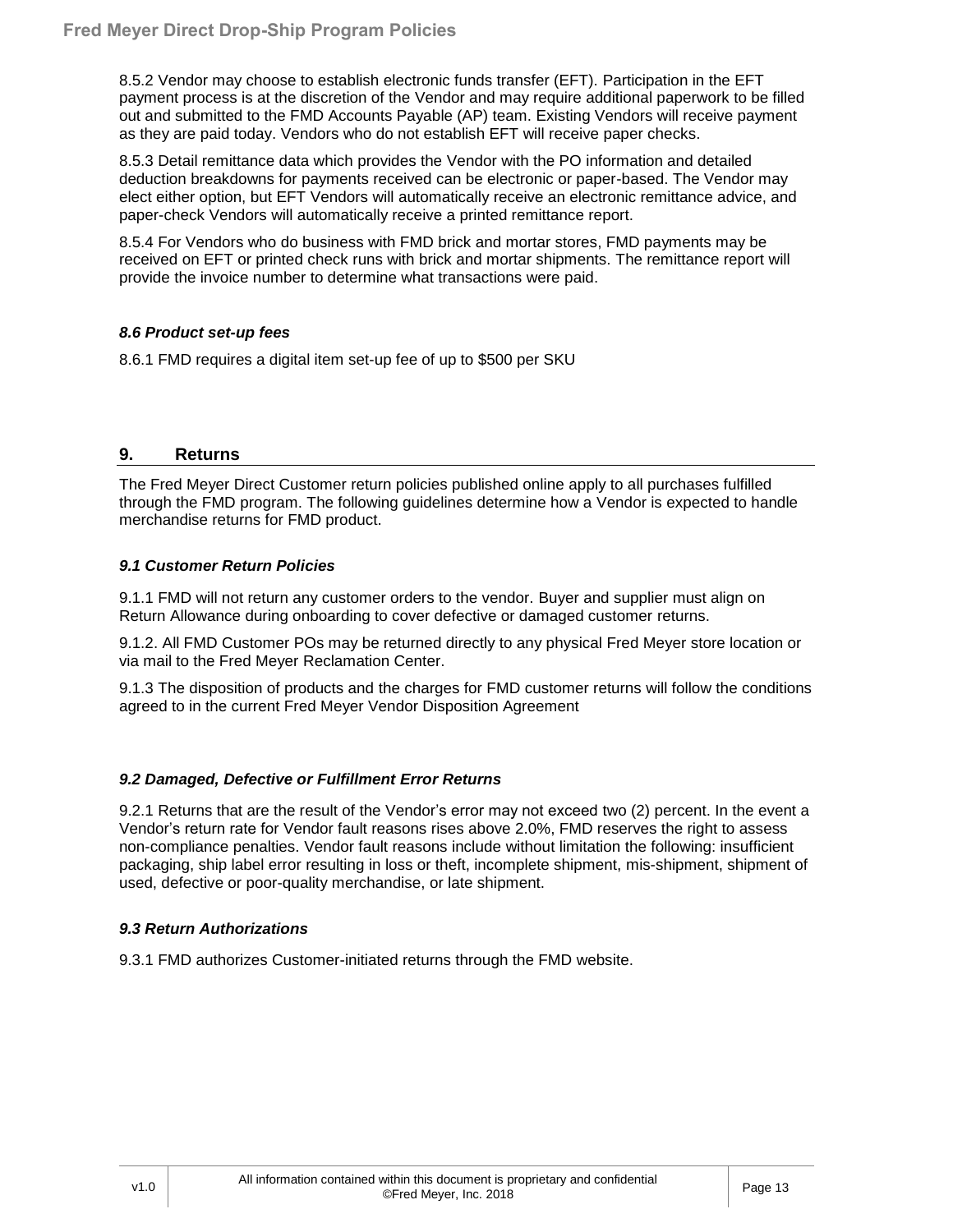8.5.2 Vendor may choose to establish electronic funds transfer (EFT). Participation in the EFT payment process is at the discretion of the Vendor and may require additional paperwork to be filled out and submitted to the FMD Accounts Payable (AP) team. Existing Vendors will receive payment as they are paid today. Vendors who do not establish EFT will receive paper checks.

8.5.3 Detail remittance data which provides the Vendor with the PO information and detailed deduction breakdowns for payments received can be electronic or paper-based. The Vendor may elect either option, but EFT Vendors will automatically receive an electronic remittance advice, and paper-check Vendors will automatically receive a printed remittance report.

8.5.4 For Vendors who do business with FMD brick and mortar stores, FMD payments may be received on EFT or printed check runs with brick and mortar shipments. The remittance report will provide the invoice number to determine what transactions were paid.

### *8.6 Product set-up fees*

8.6.1 FMD requires a digital item set-up fee of up to $500 per SKU

## 9. Returns

The Fred Meyer Direct Customer return policies published online apply to all purchases fulfilled through the FMD program. The following guidelines determine how a Vendor is expected to handle merchandise returns for FMD product.

### *9.1 Customer Return Policies*

9.1.1 FMD will not return any customer orders to the vendor. Buyer and supplier must align on Return Allowance during onboarding to cover defective or damaged customer returns.

9.1.2. All FMD Customer POs may be returned directly to any physical Fred Meyer store location or via mail to the Fred Meyer Reclamation Center.

9.1.3 The disposition of products and the charges for FMD customer returns will follow the conditions agreed to in the current Fred Meyer Vendor Disposition Agreement

### *9.2 Damaged, Defective or Fulfillment Error Returns*

9.2.1 Returns that are the result of the Vendor's error may not exceed two (2) percent. In the event a Vendor's return rate for Vendor fault reasons rises above 2.0%, FMD reserves the right to assess non-compliance penalties. Vendor fault reasons include without limitation the following: insufficient packaging, ship label error resulting in loss or theft, incomplete shipment, mis-shipment, shipment of used, defective or poor-quality merchandise, or late shipment.

### *9.3 Return Authorizations*

9.3.1 FMD authorizes Customer-initiated returns through the FMD website.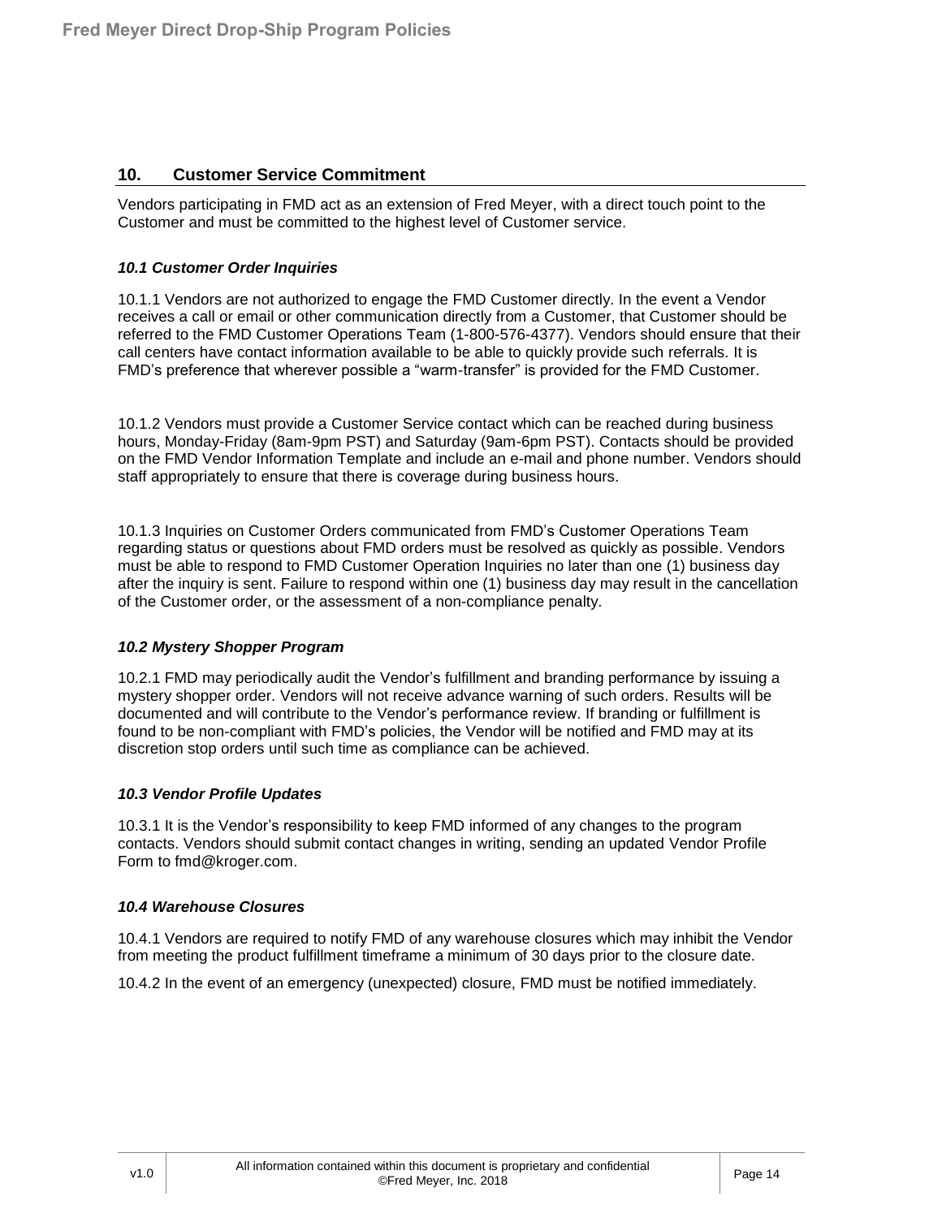## 10. Customer Service Commitment

Vendors participating in FMD act as an extension of Fred Meyer, with a direct touch point to the Customer and must be committed to the highest level of Customer service.

### *10.1 Customer Order Inquiries*

10.1.1 Vendors are not authorized to engage the FMD Customer directly. In the event a Vendor receives a call or email or other communication directly from a Customer, that Customer should be referred to the FMD Customer Operations Team (1-800-576-4377). Vendors should ensure that their call centers have contact information available to be able to quickly provide such referrals. It is FMD's preference that wherever possible a "warm-transfer" is provided for the FMD Customer.

10.1.2 Vendors must provide a Customer Service contact which can be reached during business hours, Monday-Friday (8am-9pm PST) and Saturday (9am-6pm PST). Contacts should be provided on the FMD Vendor Information Template and include an e-mail and phone number. Vendors should staff appropriately to ensure that there is coverage during business hours.

10.1.3 Inquiries on Customer Orders communicated from FMD's Customer Operations Team regarding status or questions about FMD orders must be resolved as quickly as possible. Vendors must be able to respond to FMD Customer Operation Inquiries no later than one (1) business day after the inquiry is sent. Failure to respond within one (1) business day may result in the cancellation of the Customer order, or the assessment of a non-compliance penalty.

### *10.2 Mystery Shopper Program*

10.2.1 FMD may periodically audit the Vendor's fulfillment and branding performance by issuing a mystery shopper order. Vendors will not receive advance warning of such orders. Results will be documented and will contribute to the Vendor's performance review. If branding or fulfillment is found to be non-compliant with FMD's policies, the Vendor will be notified and FMD may at its discretion stop orders until such time as compliance can be achieved.

### *10.3 Vendor Profile Updates*

10.3.1 It is the Vendor's responsibility to keep FMD informed of any changes to the program contacts. Vendors should submit contact changes in writing, sending an updated Vendor Profile Form to fmd@kroger.com.

### *10.4 Warehouse Closures*

10.4.1 Vendors are required to notify FMD of any warehouse closures which may inhibit the Vendor from meeting the product fulfillment timeframe a minimum of 30 days prior to the closure date.

10.4.2 In the event of an emergency (unexpected) closure, FMD must be notified immediately.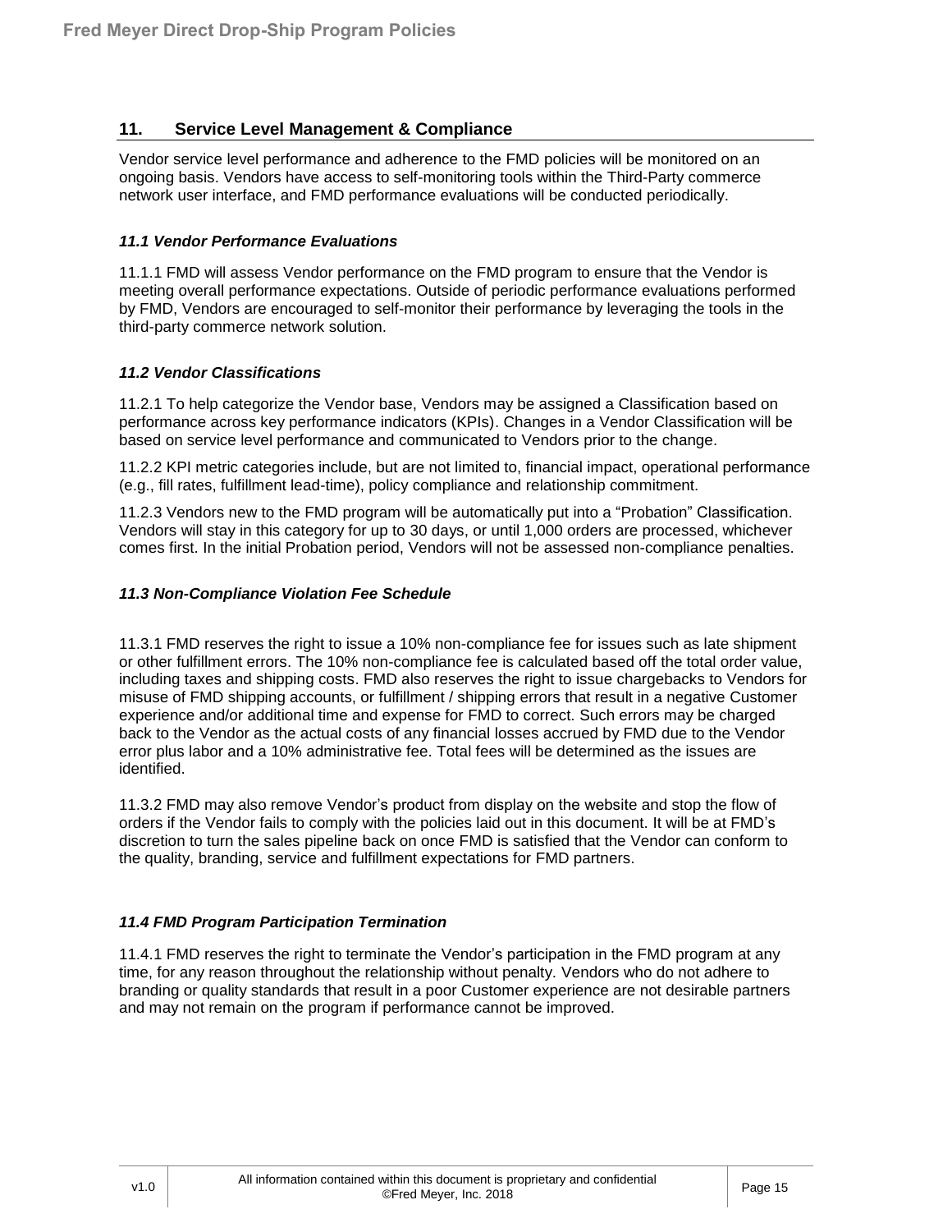## 11. Service Level Management & Compliance

Vendor service level performance and adherence to the FMD policies will be monitored on an ongoing basis. Vendors have access to self-monitoring tools within the Third-Party commerce network user interface, and FMD performance evaluations will be conducted periodically.

### *11.1 Vendor Performance Evaluations*

11.1.1 FMD will assess Vendor performance on the FMD program to ensure that the Vendor is meeting overall performance expectations. Outside of periodic performance evaluations performed by FMD, Vendors are encouraged to self-monitor their performance by leveraging the tools in the third-party commerce network solution.

### *11.2 Vendor Classifications*

11.2.1 To help categorize the Vendor base, Vendors may be assigned a Classification based on performance across key performance indicators (KPIs). Changes in a Vendor Classification will be based on service level performance and communicated to Vendors prior to the change.

11.2.2 KPI metric categories include, but are not limited to, financial impact, operational performance (e.g., fill rates, fulfillment lead-time), policy compliance and relationship commitment.

11.2.3 Vendors new to the FMD program will be automatically put into a "Probation" Classification. Vendors will stay in this category for up to 30 days, or until 1,000 orders are processed, whichever comes first. In the initial Probation period, Vendors will not be assessed non-compliance penalties.

### *11.3 Non-Compliance Violation Fee Schedule*

11.3.1 FMD reserves the right to issue a 10% non-compliance fee for issues such as late shipment or other fulfillment errors. The 10% non-compliance fee is calculated based off the total order value, including taxes and shipping costs. FMD also reserves the right to issue chargebacks to Vendors for misuse of FMD shipping accounts, or fulfillment / shipping errors that result in a negative Customer experience and/or additional time and expense for FMD to correct. Such errors may be charged back to the Vendor as the actual costs of any financial losses accrued by FMD due to the Vendor error plus labor and a 10% administrative fee. Total fees will be determined as the issues are identified.

11.3.2 FMD may also remove Vendor's product from display on the website and stop the flow of orders if the Vendor fails to comply with the policies laid out in this document. It will be at FMD's discretion to turn the sales pipeline back on once FMD is satisfied that the Vendor can conform to the quality, branding, service and fulfillment expectations for FMD partners.

### *11.4 FMD Program Participation Termination*

11.4.1 FMD reserves the right to terminate the Vendor's participation in the FMD program at any time, for any reason throughout the relationship without penalty. Vendors who do not adhere to branding or quality standards that result in a poor Customer experience are not desirable partners and may not remain on the program if performance cannot be improved.